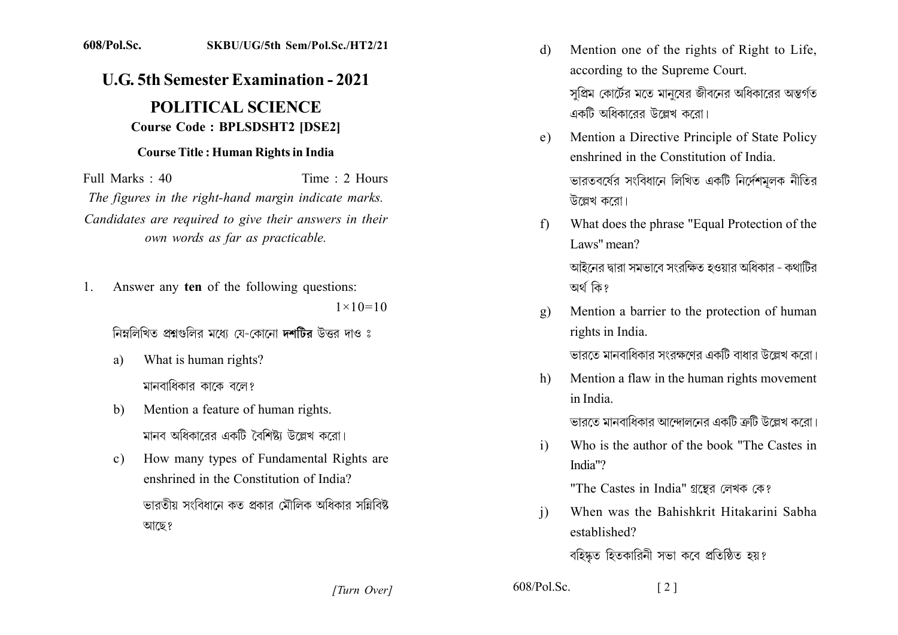608/Pol.Sc. SKBU/UG/5th Sem/Pol.Sc./HT2/21

# U.G. 5th Semester Examination - 2021

## POLITICAL SCIENCE

**Course Code : BPLSDSHT2 [DSE2]**

**Course Title : Human Rights in India**

Full Marks : 40 Time : 2 Hours

*The figures in the right-hand margin indicate marks.*

*Candidates are required to give their answers in their own words as far as practicable.*

1. Answer any **ten** of the following questions: $1\times10=10$

   নিম্নলিখিত প্রশ্নগুলির মধ্যে যে-কোনো **দশটির** উত্তর দাও ঃ

   a) What is human rights?

   মানবাধিকার কাকে বলে?

   b) Mention a feature of human rights.

   মানব অধিকারের একটি বৈশিষ্ট্য উল্লেখ করো।

   c) How many types of Fundamental Rights are enshrined in the Constitution of India?

   ভারতীয় সংবিধানে কত প্রকার মৌলিক অধিকার সন্নিবিষ্ট আছে?

   d) Mention one of the rights of Right to Life, according to the Supreme Court.

   সুপ্রিম কোর্টের মতে মানুষের জীবনের অধিকারের অন্তর্গত একটি অধিকারের উল্লেখ করো।

   e) Mention a Directive Principle of State Policy enshrined in the Constitution of India.

   ভারতবর্ষের সংবিধানে লিখিত একটি নির্দেশমূলক নীতির উল্লেখ করো।

   f) What does the phrase "Equal Protection of the Laws" mean?

   আইনের দ্বারা সমভাবে সংরক্ষিত হওয়ার অধিকার - কথাটির অর্থ কি?

   g) Mention a barrier to the protection of human rights in India.

   ভারতে মানবাধিকার সংরক্ষণের একটি বাধার উল্লেখ করো।

   h) Mention a flaw in the human rights movement in India.

   ভারতে মানবাধিকার আন্দোলনের একটি ত্রুটি উল্লেখ করো।

   i) Who is the author of the book "The Castes in India"?

   "The Castes in India" গ্রন্থের লেখক কে?

   j) When was the Bahishkrit Hitakarini Sabha established?

   বহিষ্কৃত হিতকারিনী সভা কবে প্রতিষ্ঠিত হয়?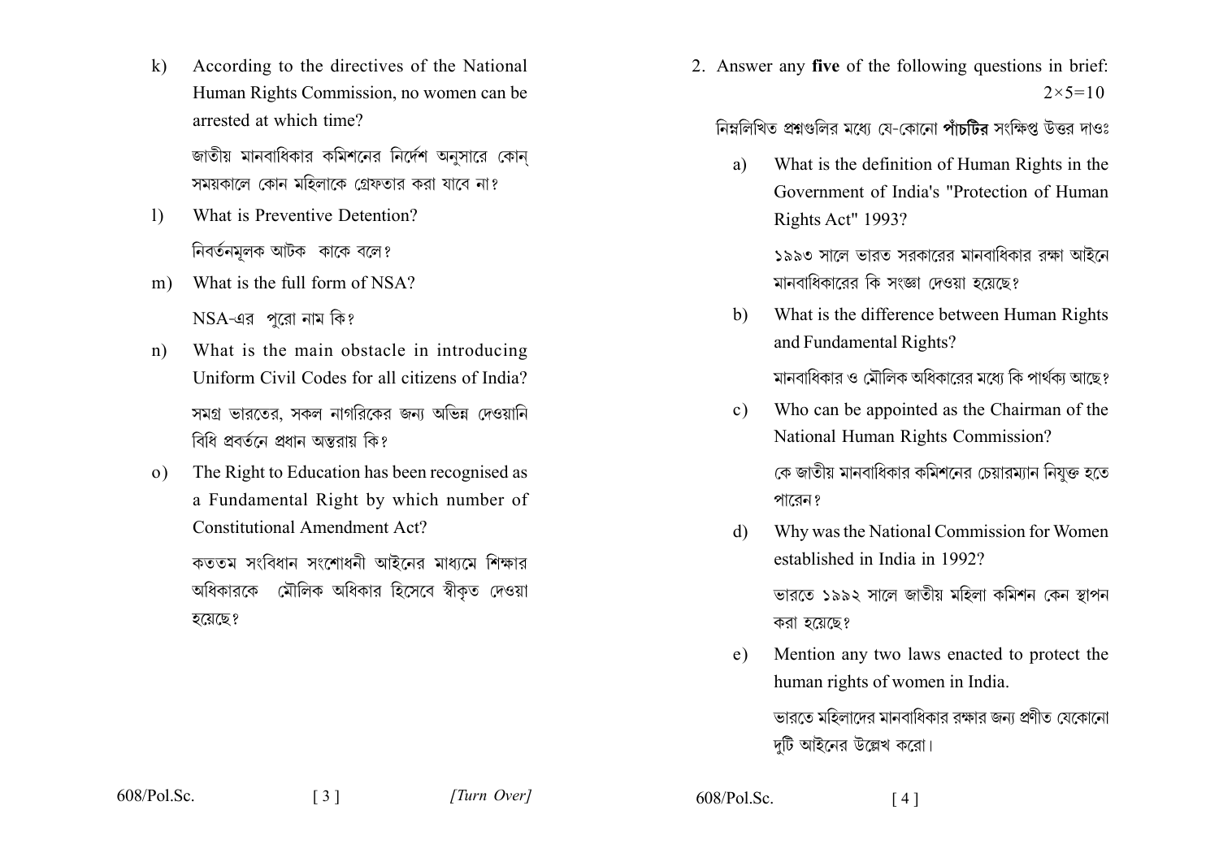k) According to the directives of the National Human Rights Commission, no women can be arrested at which time?

জাতীয় মানবাধিকার কমিশনের নির্দেশ অনুসারে কোন্ সময়কালে কোন মহিলাকে গ্রেফতার করা যাবে না?

l) What is Preventive Detention?

নিবর্তনমূলক আটক কাকে বলে?

m) What is the full form of NSA?

NSA-এর পুরো নাম কি?

n) What is the main obstacle in introducing Uniform Civil Codes for all citizens of India?

সমগ্র ভারতের, সকল নাগরিকের জন্য অভিন্ন দেওয়ানি বিধি প্রবর্তনে প্রধান অন্তরায় কি?

o) The Right to Education has been recognised as a Fundamental Right by which number of Constitutional Amendment Act?

কততম সংবিধান সংশোধনী আইনের মাধ্যমে শিক্ষার অধিকারকে মৌলিক অধিকার হিসেবে স্বীকৃত দেওয়া হয়েছে?

2. Answer any **five** of the following questions in brief: $2\times5=10$

নিম্নলিখিত প্রশ্নগুলির মধ্যে যে-কোনো **পাঁচটির** সংক্ষিপ্ত উত্তর দাওঃ

a) What is the definition of Human Rights in the Government of India's "Protection of Human Rights Act" 1993?

১৯৯৩ সালে ভারত সরকারের মানবাধিকার রক্ষা আইনে মানবাধিকারের কি সংজ্ঞা দেওয়া হয়েছে?

b) What is the difference between Human Rights and Fundamental Rights?

মানবাধিকার ও মৌলিক অধিকারের মধ্যে কি পার্থক্য আছে?

c) Who can be appointed as the Chairman of the National Human Rights Commission?

কে জাতীয় মানবাধিকার কমিশনের চেয়ারম্যান নিযুক্ত হতে পারেন?

d) Why was the National Commission for Women established in India in 1992?

ভারতে ১৯৯২ সালে জাতীয় মহিলা কমিশন কেন স্থাপন করা হয়েছে?

e) Mention any two laws enacted to protect the human rights of women in India.

ভারতে মহিলাদের মানবাধিকার রক্ষার জন্য প্রণীত যেকোনো দুটি আইনের উল্লেখ করো।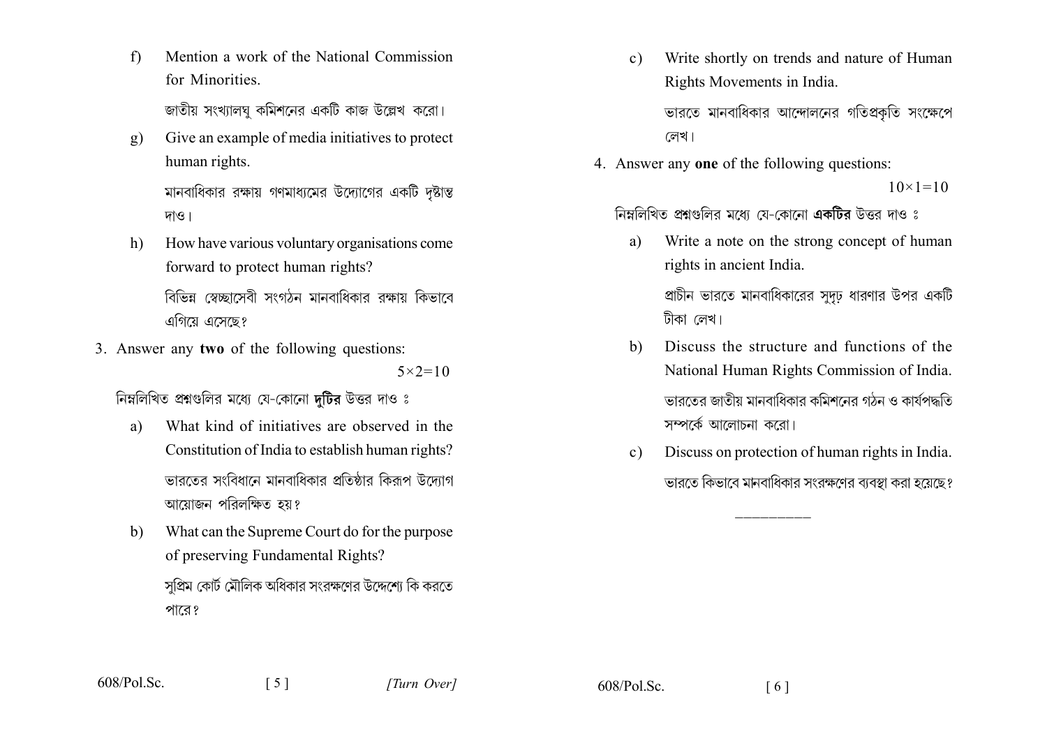f) Mention a work of the National Commission for Minorities.

জাতীয় সংখ্যালঘু কমিশনের একটি কাজ উল্লেখ করো।

g) Give an example of media initiatives to protect human rights.

মানবাধিকার রক্ষায় গণমাধ্যমের উদ্যোগের একটি দৃষ্টান্ত দাও।

h) How have various voluntary organisations come forward to protect human rights?

বিভিন্ন স্বেচ্ছাসেবী সংগঠন মানবাধিকার রক্ষায় কিভাবে এগিয়ে এসেছে?

3. Answer any **two** of the following questions: $5\times2=10$

নিম্নলিখিত প্রশ্নগুলির মধ্যে যে-কোনো **দুটির** উত্তর দাও ঃ

a) What kind of initiatives are observed in the Constitution of India to establish human rights?

ভারতের সংবিধানে মানবাধিকার প্রতিষ্ঠার কিরূপ উদ্যোগ আয়োজন পরিলক্ষিত হয়?

b) What can the Supreme Court do for the purpose of preserving Fundamental Rights?

সুপ্রিম কোর্ট মৌলিক অধিকার সংরক্ষণের উদ্দেশ্যে কি করতে পারে?

c) Write shortly on trends and nature of Human Rights Movements in India.

ভারতে মানবাধিকার আন্দোলনের গতিপ্রকৃতি সংক্ষেপে লেখ।

4. Answer any **one** of the following questions: $10\times1=10$

নিম্নলিখিত প্রশ্নগুলির মধ্যে যে-কোনো **একটির** উত্তর দাও ঃ

a) Write a note on the strong concept of human rights in ancient India.

প্রাচীন ভারতে মানবাধিকারের সুদৃঢ় ধারণার উপর একটি টীকা লেখ।

b) Discuss the structure and functions of the National Human Rights Commission of India.

ভারতের জাতীয় মানবাধিকার কমিশনের গঠন ও কার্যপদ্ধতি সম্পর্কে আলোচনা করো।

c) Discuss on protection of human rights in India.

ভারতে কিভাবে মানবাধিকার সংরক্ষণের ব্যবস্থা করা হয়েছে?

---